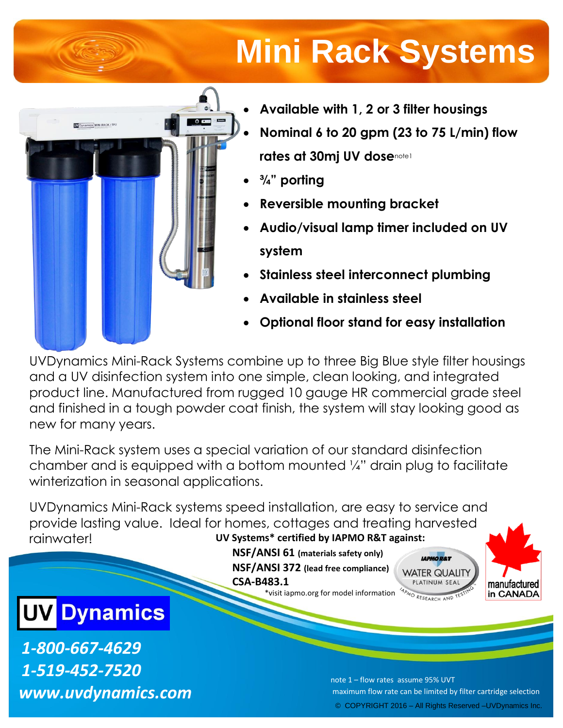# Mini Rack Systems

- **Available with 1, 2 or 3 filter housings**
- **Nominal 6 to 20 gpm (23 to 75 L/min) flow rates at 30mj UV dose**[note1]
- **¾" porting**
- **Reversible mounting bracket**
- **Audio/visual lamp timer included on UV system**
- **Stainless steel interconnect plumbing**
- **Available in stainless steel**
- **Optional floor stand for easy installation**

UVDynamics Mini-Rack Systems combine up to three Big Blue style filter housings and a UV disinfection system into one simple, clean looking, and integrated product line. Manufactured from rugged 10 gauge HR commercial grade steel and finished in a tough powder coat finish, the system will stay looking good as new for many years.

The Mini-Rack system uses a special variation of our standard disinfection chamber and is equipped with a bottom mounted ¼" drain plug to facilitate winterization in seasonal applications.

UVDynamics Mini-Rack systems speed installation, are easy to service and provide lasting value. Ideal for homes, cottages and treating harvested rainwater!

**UV Systems* certified by IAPMO R&T against:**

**NSF/ANSI 61 (materials safety only)**
**NSF/ANSI 372 (lead free compliance)**
**CSA-B483.1**
*visit iapmo.org for model information

IAPMO R&T WATER QUALITY PLATINUM SEAL – IAPMO RESEARCH AND TESTING

manufactured in CANADA

**UV Dynamics**

***1-800-667-4629***
***1-519-452-7520***
***www.uvdynamics.com***

note 1 – flow rates assume 95% UVT
maximum flow rate can be limited by filter cartridge selection

© COPYRIGHT 2016 – All Rights Reserved –UVDynamics Inc.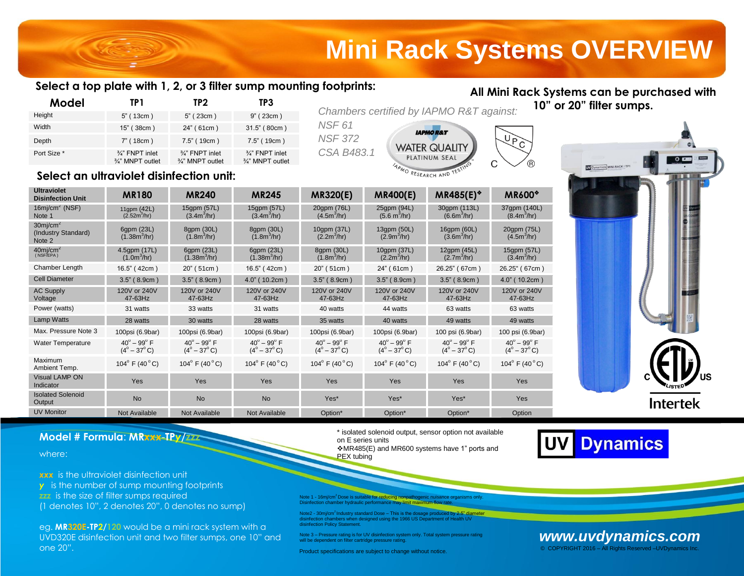# Mini Rack Systems OVERVIEW

## Select a top plate with 1, 2, or 3 filter sump mounting footprints:

| Model | TP1 | TP2 | TP3 |
|---|---|---|---|
| Height | 5" ( 13cm ) | 5" ( 23cm ) | 9" ( 23cm ) |
| Width | 15" ( 38cm ) | 24" ( 61cm ) | 31.5" ( 80cm ) |
| Depth | 7" ( 18cm ) | 7.5" ( 19cm ) | 7.5" ( 19cm ) |
| Port Size * | ¾" FNPT inlet ¾" MNPT outlet | ¾" FNPT inlet ¾" MNPT outlet | ¾" FNPT inlet ¾" MNPT outlet |

*Chambers certified by IAPMO R&T against:*
*NSF 61*
*NSF 372*
*CSA B483.1*

IAPMO R&T WATER QUALITY PLATINUM SEAL IAPMO RESEARCH AND TESTING

**All Mini Rack Systems can be purchased with 10" or 20" filter sumps.**

## Select an ultraviolet disinfection unit:

| Ultraviolet Disinfection Unit | MR180 | MR240 | MR245 | MR320(E) | MR400(E) | MR485(E)❖ | MR600❖ |
|---|---|---|---|---|---|---|---|
| 16mj/cm² (NSF) Note 1 | 11gpm (42L) (2.52m³/hr) | 15gpm (57L) (3.4m³/hr) | 15gpm (57L) (3.4m³/hr) | 20gpm (76L) (4.5m³/hr) | 25gpm (94L) (5.6 m³/hr) | 30gpm (113L) (6.6m³/hr) | 37gpm (140L) (8.4m³/hr) |
| 30mj/cm² (Industry Standard) Note 2 | 6gpm (23L) (1.38m³/hr) | 8gpm (30L) (1.8m³/hr) | 8gpm (30L) (1.8m³/hr) | 10gpm (37L) (2.2m³/hr) | 13gpm (50L) (2.9m³/hr) | 16gpm (60L) (3.6m³/hr) | 20gpm (75L) (4.5m³/hr) |
| 40mj/cm² (NSF/EPA) | 4.5gpm (17L) (1.0m³/hr) | 6gpm (23L) (1.38m³/hr) | 6gpm (23L) (1.38m³/hr) | 8gpm (30L) (1.8m³/hr) | 10gpm (37L) (2.2m³/hr) | 12gpm (45L) (2.7m³/hr) | 15gpm (57L) (3.4m³/hr) |
| Chamber Length | 16.5" ( 42cm ) | 20" ( 51cm ) | 16.5" ( 42cm ) | 20" ( 51cm ) | 24" ( 61cm ) | 26.25" ( 67cm ) | 26.25" ( 67cm ) |
| Cell Diameter | 3.5" ( 8.9cm ) | 3.5" ( 8.9cm ) | 4.0" ( 10.2cm ) | 3.5" ( 8.9cm ) | 3.5" ( 8.9cm ) | 3.5" ( 8.9cm ) | 4.0" ( 10.2cm ) |
| AC Supply Voltage | 120V or 240V 47-63Hz | 120V or 240V 47-63Hz | 120V or 240V 47-63Hz | 120V or 240V 47-63Hz | 120V or 240V 47-63Hz | 120V or 240V 47-63Hz | 120V or 240V 47-63Hz |
| Power (watts) | 31 watts | 33 watts | 31 watts | 40 watts | 44 watts | 63 watts | 63 watts |
| Lamp Watts | 28 watts | 30 watts | 28 watts | 35 watts | 40 watts | 49 watts | 49 watts |
| Max. Pressure Note 3 | 100psi (6.9bar) | 100psi (6.9bar) | 100psi (6.9bar) | 100psi (6.9bar) | 100psi (6.9bar) | 100 psi (6.9bar) | 100 psi (6.9bar) |
| Water Temperature | 40° – 99° F (4° – 37° C) | 40° – 99° F (4° – 37° C) | 40° – 99° F (4° – 37° C) | 40° – 99° F (4° – 37° C) | 40° – 99° F (4° – 37° C) | 40° – 99° F (4° – 37° C) | 40° – 99° F (4° – 37° C) |
| Maximum Ambient Temp. | 104° F (40° C) | 104° F (40° C) | 104° F (40° C) | 104° F (40° C) | 104° F (40° C) | 104° F (40° C) | 104° F (40° C) |
| Visual LAMP ON Indicator | Yes | Yes | Yes | Yes | Yes | Yes | Yes |
| Isolated Solenoid Output | No | No | No | Yes* | Yes* | Yes* | Yes |
| UV Monitor | Not Available | Not Available | Not Available | Option* | Option* | Option* | Option |

\* isolated solenoid output, sensor option not available on E series units

❖MR485(E) and MR600 systems have 1" ports and PEX tubing

**Model # Formula: MRxxx-TPy/zzz**

where:

**xxx** is the ultraviolet disinfection unit
**y** is the number of sump mounting footprints
**zzz** is the size of filter sumps required
(1 denotes 10", 2 denotes 20", 0 denotes no sump)

eg. **MR320E-TP2/120** would be a mini rack system with a UVD320E disinfection unit and two filter sumps, one 10" and one 20".

Note 1 - 16mj/cm² Dose is suitable for reducing nonpathogenic nuisance organisms only. Disinfection chamber hydraulic performance may limit maximum flow rate.

Note2 - 30mj/cm² Industry standard Dose – This is the dosage produced by 2.5" diameter disinfection chambers when designed using the 1966 US Department of Health UV disinfection Policy Statement.

Note 3 – Pressure rating is for UV disinfection system only. Total system pressure rating will be dependent on filter cartridge pressure rating.

Product specifications are subject to change without notice.

UV Dynamics

***www.uvdynamics.com***

© COPYRIGHT 2016 – All Rights Reserved –UVDynamics Inc.